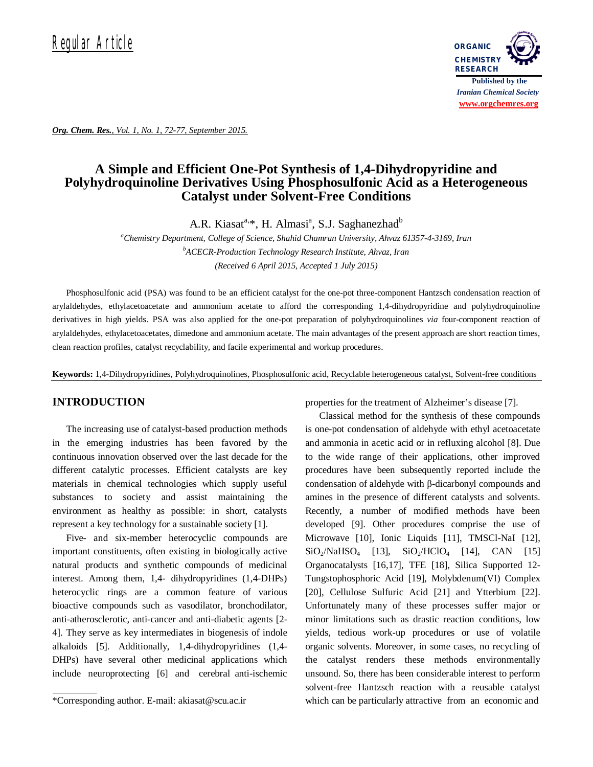Regular Article

# A Simple and Efficient One-Pot Synthesis of 1,4-Dihydropyridine and Polyhydroquinoline Derivatives Using Phosphosulfonic Acid as a Heterogeneous Catalyst under Solvent-Free Conditions

A.R. Kiasat[a,*], H. Almasi[a], S.J. Saghanezhad[b]

[a] *Chemistry Department, College of Science, Shahid Chamran University, Ahvaz 61357-4-3169, Iran*
[b] *ACECR-Production Technology Research Institute, Ahvaz, Iran*
*(Received 6 April 2015, Accepted 1 July 2015)*

Phosphosulfonic acid (PSA) was found to be an efficient catalyst for the one-pot three-component Hantzsch condensation reaction of arylaldehydes, ethylacetoacetate and ammonium acetate to afford the corresponding 1,4-dihydropyridine and polyhydroquinoline derivatives in high yields. PSA was also applied for the one-pot preparation of polyhydroquinolines *via* four-component reaction of arylaldehydes, ethylacetoacetates, dimedone and ammonium acetate. The main advantages of the present approach are short reaction times, clean reaction profiles, catalyst recyclability, and facile experimental and workup procedures.

**Keywords:** 1,4-Dihydropyridines, Polyhydroquinolines, Phosphosulfonic acid, Recyclable heterogeneous catalyst, Solvent-free conditions

## INTRODUCTION

The increasing use of catalyst-based production methods in the emerging industries has been favored by the continuous innovation observed over the last decade for the different catalytic processes. Efficient catalysts are key materials in chemical technologies which supply useful substances to society and assist maintaining the environment as healthy as possible: in short, catalysts represent a key technology for a sustainable society [1].

Five- and six-member heterocyclic compounds are important constituents, often existing in biologically active natural products and synthetic compounds of medicinal interest. Among them, 1,4- dihydropyridines (1,4-DHPs) heterocyclic rings are a common feature of various bioactive compounds such as vasodilator, bronchodilator, anti-atherosclerotic, anti-cancer and anti-diabetic agents [2-4]. They serve as key intermediates in biogenesis of indole alkaloids [5]. Additionally, 1,4-dihydropyridines (1,4-DHPs) have several other medicinal applications which include neuroprotecting [6] and cerebral anti-ischemic properties for the treatment of Alzheimer's disease [7].

Classical method for the synthesis of these compounds is one-pot condensation of aldehyde with ethyl acetoacetate and ammonia in acetic acid or in refluxing alcohol [8]. Due to the wide range of their applications, other improved procedures have been subsequently reported include the condensation of aldehyde with β-dicarbonyl compounds and amines in the presence of different catalysts and solvents. Recently, a number of modified methods have been developed [9]. Other procedures comprise the use of Microwave [10], Ionic Liquids [11], TMSCl-NaI [12], $SiO_2/NaHSO_4$ [13], $SiO_2/HClO_4$ [14], CAN [15] Organocatalysts [16,17], TFE [18], Silica Supported 12-Tungstophosphoric Acid [19], Molybdenum(VI) Complex [20], Cellulose Sulfuric Acid [21] and Ytterbium [22]. Unfortunately many of these processes suffer major or minor limitations such as drastic reaction conditions, low yields, tedious work-up procedures or use of volatile organic solvents. Moreover, in some cases, no recycling of the catalyst renders these methods environmentally unsound. So, there has been considerable interest to perform solvent-free Hantzsch reaction with a reusable catalyst which can be particularly attractive from an economic and

*Corresponding author. E-mail: akiasat@scu.ac.ir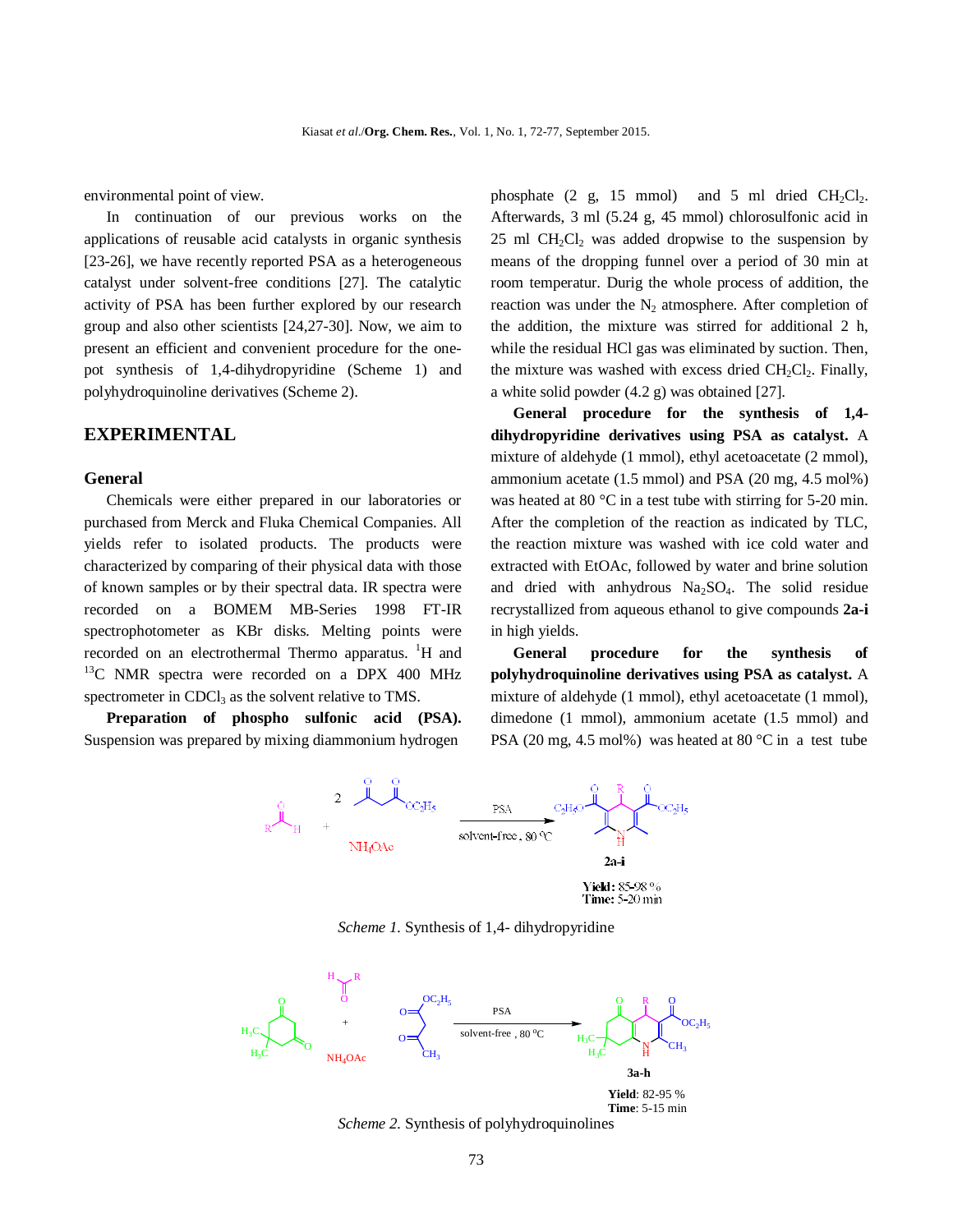environmental point of view.

In continuation of our previous works on the applications of reusable acid catalysts in organic synthesis [23-26], we have recently reported PSA as a heterogeneous catalyst under solvent-free conditions [27]. The catalytic activity of PSA has been further explored by our research group and also other scientists [24,27-30]. Now, we aim to present an efficient and convenient procedure for the one-pot synthesis of 1,4-dihydropyridine (Scheme 1) and polyhydroquinoline derivatives (Scheme 2).

## EXPERIMENTAL

### General

Chemicals were either prepared in our laboratories or purchased from Merck and Fluka Chemical Companies. All yields refer to isolated products. The products were characterized by comparing of their physical data with those of known samples or by their spectral data. IR spectra were recorded on a BOMEM MB-Series 1998 FT-IR spectrophotometer as KBr disks. Melting points were recorded on an electrothermal Thermo apparatus. $^{1}$H and $^{13}$C NMR spectra were recorded on a DPX 400 MHz spectrometer in $CDCl_3$ as the solvent relative to TMS.

**Preparation of phospho sulfonic acid (PSA).** Suspension was prepared by mixing diammonium hydrogen phosphate (2 g, 15 mmol) and 5 ml dried $CH_2Cl_2$. Afterwards, 3 ml (5.24 g, 45 mmol) chlorosulfonic acid in 25 ml $CH_2Cl_2$ was added dropwise to the suspension by means of the dropping funnel over a period of 30 min at room temperatur. Durig the whole process of addition, the reaction was under the $N_2$ atmosphere. After completion of the addition, the mixture was stirred for additional 2 h, while the residual HCl gas was eliminated by suction. Then, the mixture was washed with excess dried $CH_2Cl_2$. Finally, a white solid powder (4.2 g) was obtained [27].

**General procedure for the synthesis of 1,4-dihydropyridine derivatives using PSA as catalyst.** A mixture of aldehyde (1 mmol), ethyl acetoacetate (2 mmol), ammonium acetate (1.5 mmol) and PSA (20 mg, 4.5 mol%) was heated at 80 °C in a test tube with stirring for 5-20 min. After the completion of the reaction as indicated by TLC, the reaction mixture was washed with ice cold water and extracted with EtOAc, followed by water and brine solution and dried with anhydrous $Na_2SO_4$. The solid residue recrystallized from aqueous ethanol to give compounds **2a-i** in high yields.

**General procedure for the synthesis of polyhydroquinoline derivatives using PSA as catalyst.** A mixture of aldehyde (1 mmol), ethyl acetoacetate (1 mmol), dimedone (1 mmol), ammonium acetate (1.5 mmol) and PSA (20 mg, 4.5 mol%) was heated at 80 °C in a test tube

RCHO + 2 ethyl acetoacetate + $NH_4OAc$ → (PSA, solvent-free, 80 °C) **2a-i**

**Yield:** 85-98 %
**Time:** 5-20 min

*Scheme 1.* Synthesis of 1,4- dihydropyridine

dimedone + RCHO + $NH_4OAc$ + ethyl acetoacetate → (PSA, solvent-free, 80 °C) **3a-h**

**Yield**: 82-95 %
**Time**: 5-15 min

*Scheme 2.* Synthesis of polyhydroquinolines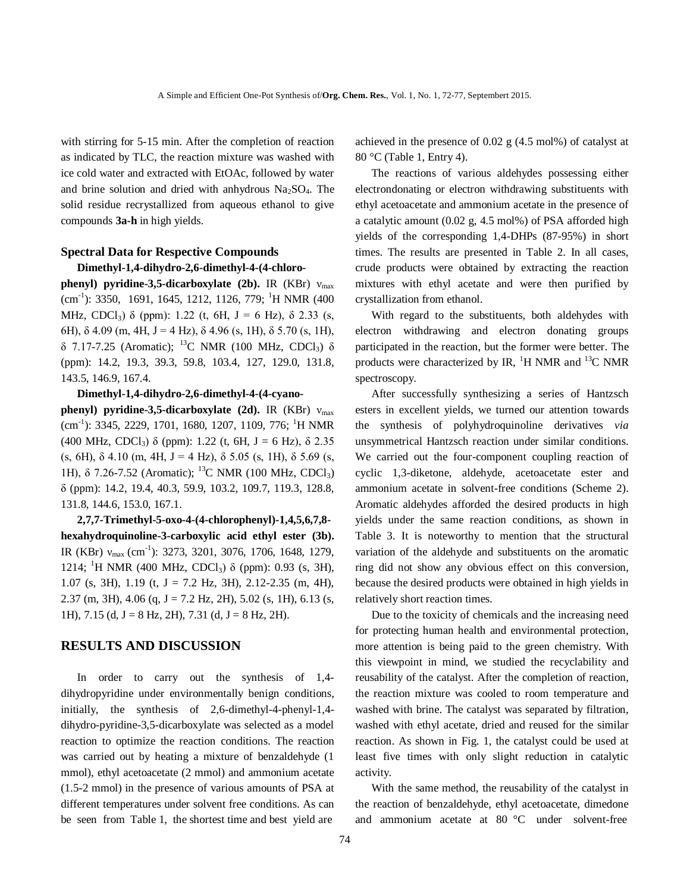with stirring for 5-15 min. After the completion of reaction as indicated by TLC, the reaction mixture was washed with ice cold water and extracted with EtOAc, followed by water and brine solution and dried with anhydrous $Na_2SO_4$. The solid residue recrystallized from aqueous ethanol to give compounds **3a-h** in high yields.

### Spectral Data for Respective Compounds

**Dimethyl-1,4-dihydro-2,6-dimethyl-4-(4-chlorophenyl) pyridine-3,5-dicarboxylate (2b).** IR (KBr) $\nu_{max}$ ($cm^{-1}$): 3350, 1691, 1645, 1212, 1126, 779; $^1$H NMR (400 MHz, $CDCl_3$) δ (ppm): 1.22 (t, 6H, J = 6 Hz), δ 2.33 (s, 6H), δ 4.09 (m, 4H, J = 4 Hz), δ 4.96 (s, 1H), δ 5.70 (s, 1H), δ 7.17-7.25 (Aromatic); $^{13}$C NMR (100 MHz, $CDCl_3$) δ (ppm): 14.2, 19.3, 39.3, 59.8, 103.4, 127, 129.0, 131.8, 143.5, 146.9, 167.4.

**Dimethyl-1,4-dihydro-2,6-dimethyl-4-(4-cyanophenyl) pyridine-3,5-dicarboxylate (2d).** IR (KBr) $\nu_{max}$ ($cm^{-1}$): 3345, 2229, 1701, 1680, 1207, 1109, 776; $^1$H NMR (400 MHz, $CDCl_3$) δ (ppm): 1.22 (t, 6H, J = 6 Hz), δ 2.35 (s, 6H), δ 4.10 (m, 4H, J = 4 Hz), δ 5.05 (s, 1H), δ 5.69 (s, 1H), δ 7.26-7.52 (Aromatic); $^{13}$C NMR (100 MHz, $CDCl_3$) δ (ppm): 14.2, 19.4, 40.3, 59.9, 103.2, 109.7, 119.3, 128.8, 131.8, 144.6, 153.0, 167.1.

**2,7,7-Trimethyl-5-oxo-4-(4-chlorophenyl)-1,4,5,6,7,8-hexahydroquinoline-3-carboxylic acid ethyl ester (3b).** IR (KBr) $\nu_{max}$ ($cm^{-1}$): 3273, 3201, 3076, 1706, 1648, 1279, 1214; $^1$H NMR (400 MHz, $CDCl_3$) δ (ppm): 0.93 (s, 3H), 1.07 (s, 3H), 1.19 (t, J = 7.2 Hz, 3H), 2.12-2.35 (m, 4H), 2.37 (m, 3H), 4.06 (q, J = 7.2 Hz, 2H), 5.02 (s, 1H), 6.13 (s, 1H), 7.15 (d, J = 8 Hz, 2H), 7.31 (d, J = 8 Hz, 2H).

## RESULTS AND DISCUSSION

In order to carry out the synthesis of 1,4-dihydropyridine under environmentally benign conditions, initially, the synthesis of 2,6-dimethyl-4-phenyl-1,4-dihydro-pyridine-3,5-dicarboxylate was selected as a model reaction to optimize the reaction conditions. The reaction was carried out by heating a mixture of benzaldehyde (1 mmol), ethyl acetoacetate (2 mmol) and ammonium acetate (1.5-2 mmol) in the presence of various amounts of PSA at different temperatures under solvent free conditions. As can be seen from Table 1, the shortest time and best yield are achieved in the presence of 0.02 g (4.5 mol%) of catalyst at 80 °C (Table 1, Entry 4).

The reactions of various aldehydes possessing either electrondonating or electron withdrawing substituents with ethyl acetoacetate and ammonium acetate in the presence of a catalytic amount (0.02 g, 4.5 mol%) of PSA afforded high yields of the corresponding 1,4-DHPs (87-95%) in short times. The results are presented in Table 2. In all cases, crude products were obtained by extracting the reaction mixtures with ethyl acetate and were then purified by crystallization from ethanol.

With regard to the substituents, both aldehydes with electron withdrawing and electron donating groups participated in the reaction, but the former were better. The products were characterized by IR, $^1$H NMR and $^{13}$C NMR spectroscopy.

After successfully synthesizing a series of Hantzsch esters in excellent yields, we turned our attention towards the synthesis of polyhydroquinoline derivatives *via* unsymmetrical Hantzsch reaction under similar conditions. We carried out the four-component coupling reaction of cyclic 1,3-diketone, aldehyde, acetoacetate ester and ammonium acetate in solvent-free conditions (Scheme 2). Aromatic aldehydes afforded the desired products in high yields under the same reaction conditions, as shown in Table 3. It is noteworthy to mention that the structural variation of the aldehyde and substituents on the aromatic ring did not show any obvious effect on this conversion, because the desired products were obtained in high yields in relatively short reaction times.

Due to the toxicity of chemicals and the increasing need for protecting human health and environmental protection, more attention is being paid to the green chemistry. With this viewpoint in mind, we studied the recyclability and reusability of the catalyst. After the completion of reaction, the reaction mixture was cooled to room temperature and washed with brine. The catalyst was separated by filtration, washed with ethyl acetate, dried and reused for the similar reaction. As shown in Fig. 1, the catalyst could be used at least five times with only slight reduction in catalytic activity.

With the same method, the reusability of the catalyst in the reaction of benzaldehyde, ethyl acetoacetate, dimedone and ammonium acetate at 80 °C under solvent-free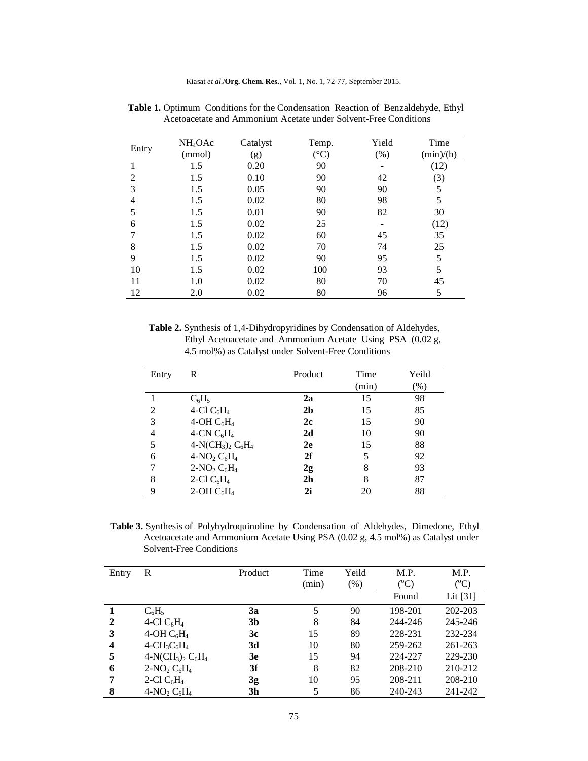**Table 1.** Optimum Conditions for the Condensation Reaction of Benzaldehyde, Ethyl Acetoacetate and Ammonium Acetate under Solvent-Free Conditions

| Entry | $NH_4OAc$ (mmol) | Catalyst (g) | Temp. (°C) | Yield (%) | Time (min)/(h) |
|---|---|---|---|---|---|
| 1 | 1.5 | 0.20 | 90 | - | (12) |
| 2 | 1.5 | 0.10 | 90 | 42 | (3) |
| 3 | 1.5 | 0.05 | 90 | 90 | 5 |
| 4 | 1.5 | 0.02 | 80 | 98 | 5 |
| 5 | 1.5 | 0.01 | 90 | 82 | 30 |
| 6 | 1.5 | 0.02 | 25 | - | (12) |
| 7 | 1.5 | 0.02 | 60 | 45 | 35 |
| 8 | 1.5 | 0.02 | 70 | 74 | 25 |
| 9 | 1.5 | 0.02 | 90 | 95 | 5 |
| 10 | 1.5 | 0.02 | 100 | 93 | 5 |
| 11 | 1.0 | 0.02 | 80 | 70 | 45 |
| 12 | 2.0 | 0.02 | 80 | 96 | 5 |

**Table 2.** Synthesis of 1,4-Dihydropyridines by Condensation of Aldehydes, Ethyl Acetoacetate and Ammonium Acetate Using PSA (0.02 g, 4.5 mol%) as Catalyst under Solvent-Free Conditions

| Entry | R | Product | Time (min) | Yeild (%) |
|---|---|---|---|---|
| 1 | $C_6H_5$ | **2a** | 15 | 98 |
| 2 | 4-Cl $C_6H_4$ | **2b** | 15 | 85 |
| 3 | 4-OH $C_6H_4$ | **2c** | 15 | 90 |
| 4 | 4-CN $C_6H_4$ | **2d** | 10 | 90 |
| 5 | 4-$N(CH_3)_2$ $C_6H_4$ | **2e** | 15 | 88 |
| 6 | 4-$NO_2$ $C_6H_4$ | **2f** | 5 | 92 |
| 7 | 2-$NO_2$ $C_6H_4$ | **2g** | 8 | 93 |
| 8 | 2-Cl $C_6H_4$ | **2h** | 8 | 87 |
| 9 | 2-OH $C_6H_4$ | **2i** | 20 | 88 |

**Table 3.** Synthesis of Polyhydroquinoline by Condensation of Aldehydes, Dimedone, Ethyl Acetoacetate and Ammonium Acetate Using PSA (0.02 g, 4.5 mol%) as Catalyst under Solvent-Free Conditions

| Entry | R | Product | Time (min) | Yeild (%) | M.P. (°C) | M.P. (°C) |
|---|---|---|---|---|---|---|
| | | | | | Found | Lit [31] |
| **1** | $C_6H_5$ | **3a** | 5 | 90 | 198-201 | 202-203 |
| **2** | 4-Cl $C_6H_4$ | **3b** | 8 | 84 | 244-246 | 245-246 |
| **3** | 4-OH $C_6H_4$ | **3c** | 15 | 89 | 228-231 | 232-234 |
| **4** | 4-$CH_3C_6H_4$ | **3d** | 10 | 80 | 259-262 | 261-263 |
| **5** | 4-$N(CH_3)_2$ $C_6H_4$ | **3e** | 15 | 94 | 224-227 | 229-230 |
| **6** | 2-$NO_2$ $C_6H_4$ | **3f** | 8 | 82 | 208-210 | 210-212 |
| **7** | 2-Cl $C_6H_4$ | **3g** | 10 | 95 | 208-211 | 208-210 |
| **8** | 4-$NO_2$ $C_6H_4$ | **3h** | 5 | 86 | 240-243 | 241-242 |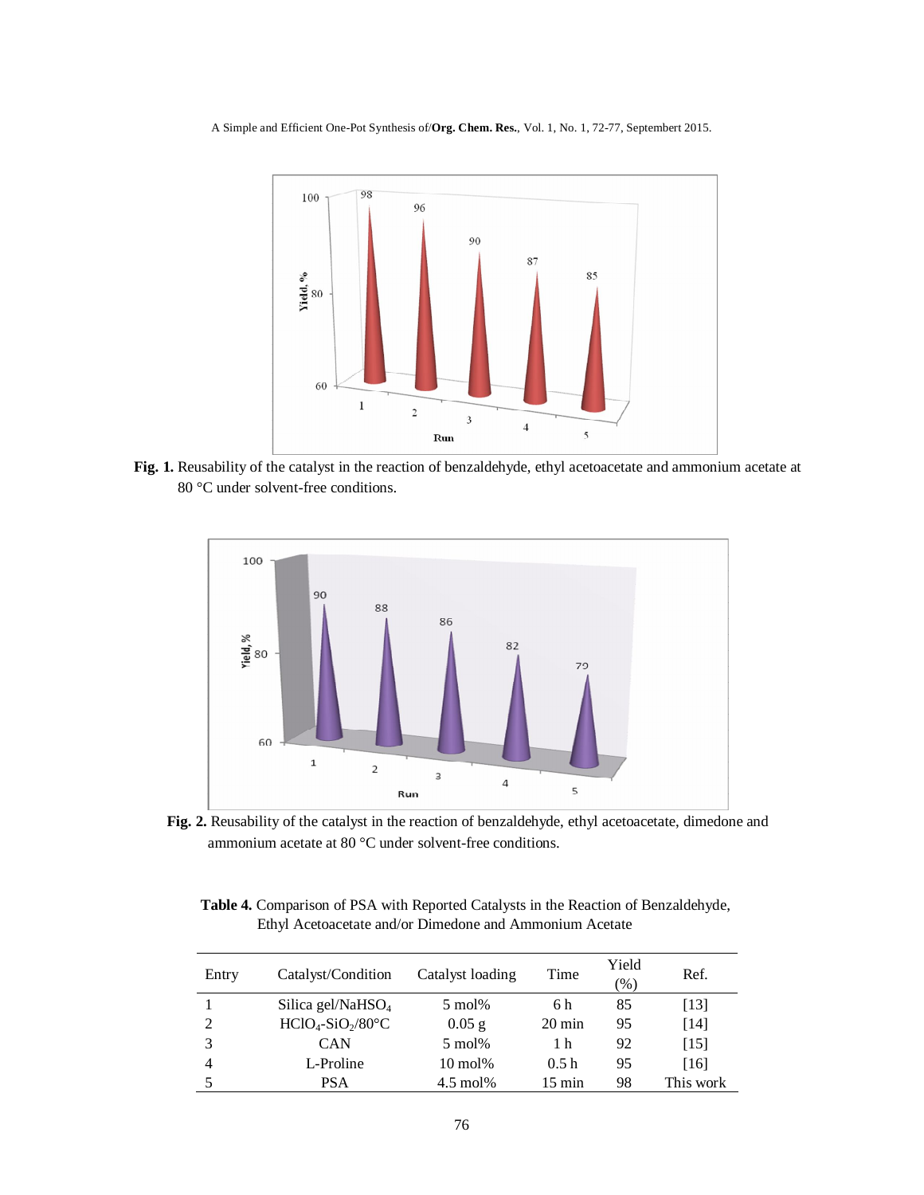**Fig. 1.** Reusability of the catalyst in the reaction of benzaldehyde, ethyl acetoacetate and ammonium acetate at 80 °C under solvent-free conditions.

**Fig. 2.** Reusability of the catalyst in the reaction of benzaldehyde, ethyl acetoacetate, dimedone and ammonium acetate at 80 °C under solvent-free conditions.

**Table 4.** Comparison of PSA with Reported Catalysts in the Reaction of Benzaldehyde, Ethyl Acetoacetate and/or Dimedone and Ammonium Acetate

| Entry | Catalyst/Condition | Catalyst loading | Time | Yield (%) | Ref. |
|---|---|---|---|---|---|
| 1 | Silica gel/$NaHSO_4$ | 5 mol% | 6 h | 85 | [13] |
| 2 | $HClO_4$-$SiO_2$/80°C | 0.05 g | 20 min | 95 | [14] |
| 3 | CAN | 5 mol% | 1 h | 92 | [15] |
| 4 | L-Proline | 10 mol% | 0.5 h | 95 | [16] |
| 5 | PSA | 4.5 mol% | 15 min | 98 | This work |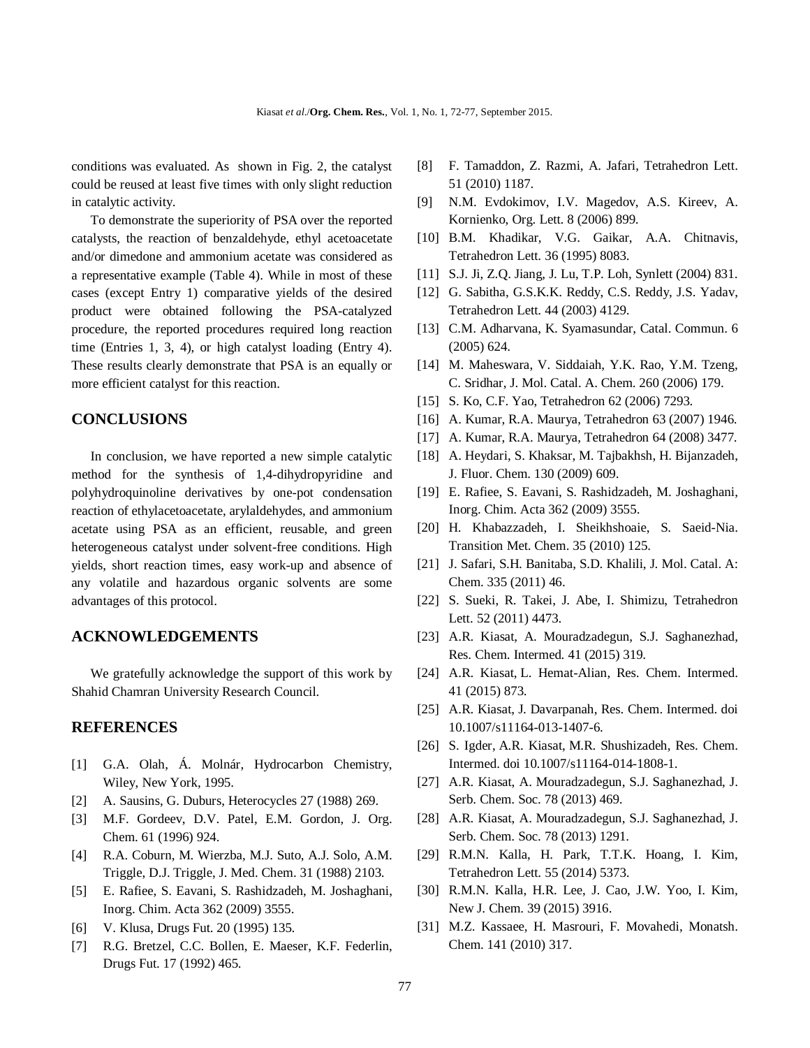conditions was evaluated. As shown in Fig. 2, the catalyst could be reused at least five times with only slight reduction in catalytic activity.

To demonstrate the superiority of PSA over the reported catalysts, the reaction of benzaldehyde, ethyl acetoacetate and/or dimedone and ammonium acetate was considered as a representative example (Table 4). While in most of these cases (except Entry 1) comparative yields of the desired product were obtained following the PSA-catalyzed procedure, the reported procedures required long reaction time (Entries 1, 3, 4), or high catalyst loading (Entry 4). These results clearly demonstrate that PSA is an equally or more efficient catalyst for this reaction.

## CONCLUSIONS

In conclusion, we have reported a new simple catalytic method for the synthesis of 1,4-dihydropyridine and polyhydroquinoline derivatives by one-pot condensation reaction of ethylacetoacetate, arylaldehydes, and ammonium acetate using PSA as an efficient, reusable, and green heterogeneous catalyst under solvent-free conditions. High yields, short reaction times, easy work-up and absence of any volatile and hazardous organic solvents are some advantages of this protocol.

## ACKNOWLEDGEMENTS

We gratefully acknowledge the support of this work by Shahid Chamran University Research Council.

## REFERENCES

[1] G.A. Olah, Á. Molnár, Hydrocarbon Chemistry, Wiley, New York, 1995.

[2] A. Sausins, G. Duburs, Heterocycles 27 (1988) 269.

[3] M.F. Gordeev, D.V. Patel, E.M. Gordon, J. Org. Chem. 61 (1996) 924.

[4] R.A. Coburn, M. Wierzba, M.J. Suto, A.J. Solo, A.M. Triggle, D.J. Triggle, J. Med. Chem. 31 (1988) 2103.

[5] E. Rafiee, S. Eavani, S. Rashidzadeh, M. Joshaghani, Inorg. Chim. Acta 362 (2009) 3555.

[6] V. Klusa, Drugs Fut. 20 (1995) 135.

[7] R.G. Bretzel, C.C. Bollen, E. Maeser, K.F. Federlin, Drugs Fut. 17 (1992) 465.

[8] F. Tamaddon, Z. Razmi, A. Jafari, Tetrahedron Lett. 51 (2010) 1187.

[9] N.M. Evdokimov, I.V. Magedov, A.S. Kireev, A. Kornienko, Org. Lett. 8 (2006) 899.

[10] B.M. Khadikar, V.G. Gaikar, A.A. Chitnavis, Tetrahedron Lett. 36 (1995) 8083.

[11] S.J. Ji, Z.Q. Jiang, J. Lu, T.P. Loh, Synlett (2004) 831.

[12] G. Sabitha, G.S.K.K. Reddy, C.S. Reddy, J.S. Yadav, Tetrahedron Lett. 44 (2003) 4129.

[13] C.M. Adharvana, K. Syamasundar, Catal. Commun. 6 (2005) 624.

[14] M. Maheswara, V. Siddaiah, Y.K. Rao, Y.M. Tzeng, C. Sridhar, J. Mol. Catal. A. Chem. 260 (2006) 179.

[15] S. Ko, C.F. Yao, Tetrahedron 62 (2006) 7293.

[16] A. Kumar, R.A. Maurya, Tetrahedron 63 (2007) 1946.

[17] A. Kumar, R.A. Maurya, Tetrahedron 64 (2008) 3477.

[18] A. Heydari, S. Khaksar, M. Tajbakhsh, H. Bijanzadeh, J. Fluor. Chem. 130 (2009) 609.

[19] E. Rafiee, S. Eavani, S. Rashidzadeh, M. Joshaghani, Inorg. Chim. Acta 362 (2009) 3555.

[20] H. Khabazzadeh, I. Sheikhshoaie, S. Saeid-Nia. Transition Met. Chem. 35 (2010) 125.

[21] J. Safari, S.H. Banitaba, S.D. Khalili, J. Mol. Catal. A: Chem. 335 (2011) 46.

[22] S. Sueki, R. Takei, J. Abe, I. Shimizu, Tetrahedron Lett. 52 (2011) 4473.

[23] A.R. Kiasat, A. Mouradzadegun, S.J. Saghanezhad, Res. Chem. Intermed. 41 (2015) 319.

[24] A.R. Kiasat, L. Hemat-Alian, Res. Chem. Intermed. 41 (2015) 873.

[25] A.R. Kiasat, J. Davarpanah, Res. Chem. Intermed. doi 10.1007/s11164-013-1407-6.

[26] S. Igder, A.R. Kiasat, M.R. Shushizadeh, Res. Chem. Intermed. doi 10.1007/s11164-014-1808-1.

[27] A.R. Kiasat, A. Mouradzadegun, S.J. Saghanezhad, J. Serb. Chem. Soc. 78 (2013) 469.

[28] A.R. Kiasat, A. Mouradzadegun, S.J. Saghanezhad, J. Serb. Chem. Soc. 78 (2013) 1291.

[29] R.M.N. Kalla, H. Park, T.T.K. Hoang, I. Kim, Tetrahedron Lett. 55 (2014) 5373.

[30] R.M.N. Kalla, H.R. Lee, J. Cao, J.W. Yoo, I. Kim, New J. Chem. 39 (2015) 3916.

[31] M.Z. Kassaee, H. Masrouri, F. Movahedi, Monatsh. Chem. 141 (2010) 317.